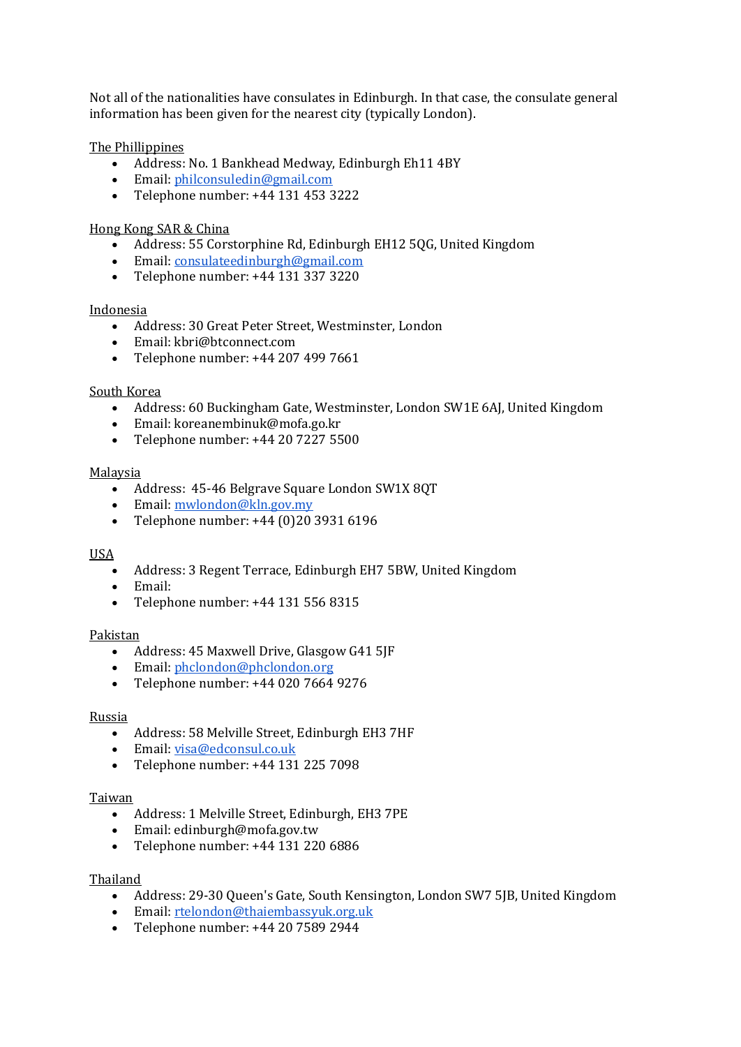Not all of the nationalities have consulates in Edinburgh. In that case, the consulate general information has been given for the nearest city (typically London).

<u>The Phillippines</u>

- Address: No. 1 Bankhead Medway, Edinburgh Eh11 4BY
- Email: philconsuledin@gmail.com
- Telephone number: +44 131 453 3222

<u>Hong Kong SAR & China</u>

- Address: 55 Corstorphine Rd, Edinburgh EH12 5QG, United Kingdom
- Email: consulateedinburgh@gmail.com
- Telephone number: +44 131 337 3220

<u>Indonesia</u>

- Address: 30 Great Peter Street, Westminster, London
- Email: kbri@btconnect.com
- Telephone number: +44 207 499 7661

<u>South Korea</u>

- Address: 60 Buckingham Gate, Westminster, London SW1E 6AJ, United Kingdom
- Email: koreanembinuk@mofa.go.kr
- Telephone number: +44 20 7227 5500

<u>Malaysia</u>

- Address: 45-46 Belgrave Square London SW1X 8QT
- Email: mwlondon@kln.gov.my
- Telephone number: +44 (0)20 3931 6196

<u>USA</u>

- Address: 3 Regent Terrace, Edinburgh EH7 5BW, United Kingdom
- Email:
- Telephone number: +44 131 556 8315

<u>Pakistan</u>

- Address: 45 Maxwell Drive, Glasgow G41 5JF
- Email: phclondon@phclondon.org
- Telephone number: +44 020 7664 9276

<u>Russia</u>

- Address: 58 Melville Street, Edinburgh EH3 7HF
- Email: visa@edconsul.co.uk
- Telephone number: +44 131 225 7098

<u>Taiwan</u>

- Address: 1 Melville Street, Edinburgh, EH3 7PE
- Email: edinburgh@mofa.gov.tw
- Telephone number: +44 131 220 6886

<u>Thailand</u>

- Address: 29-30 Queen's Gate, South Kensington, London SW7 5JB, United Kingdom
- Email: rtelondon@thaiembassyuk.org.uk
- Telephone number: +44 20 7589 2944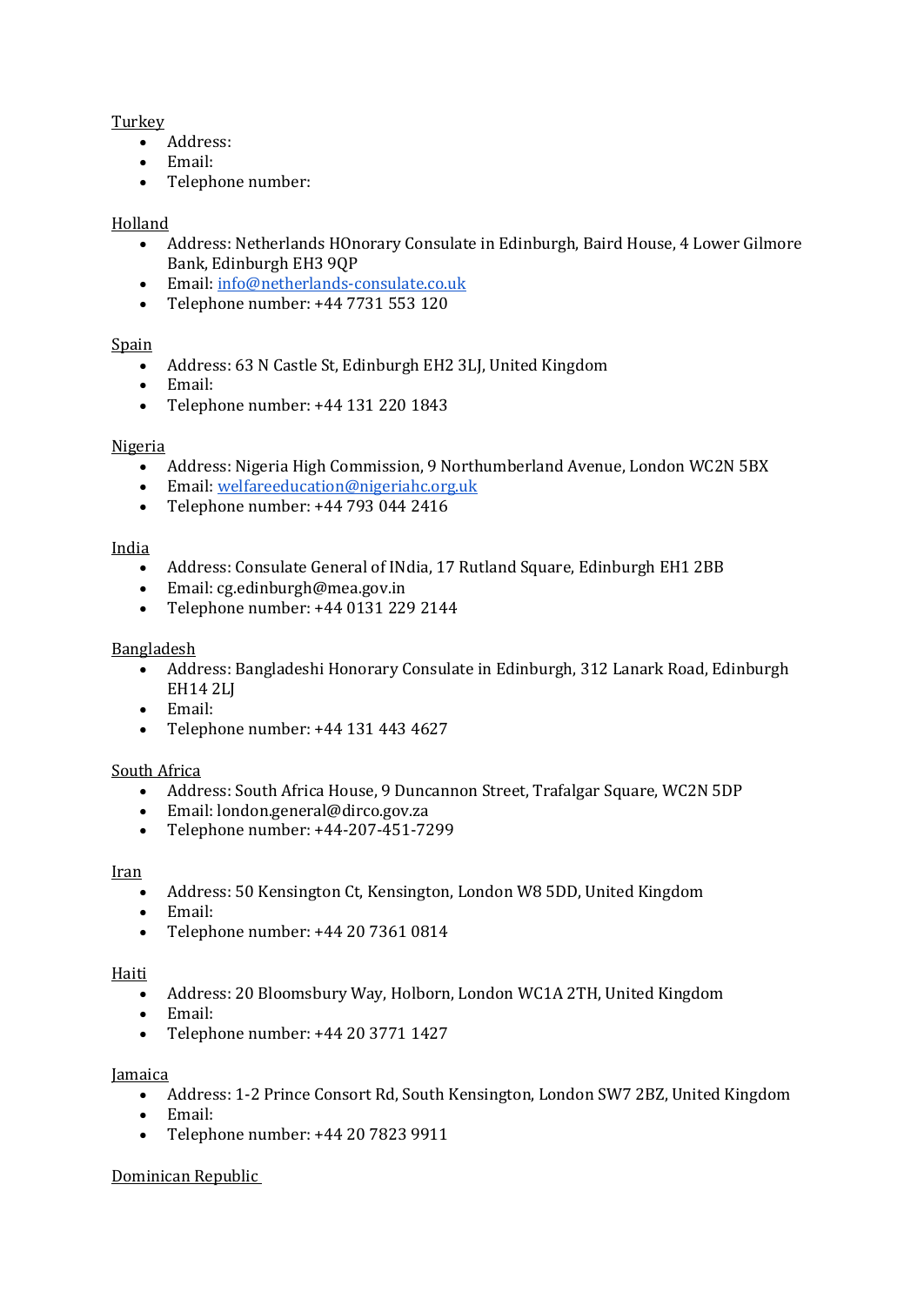Turkey

- Address:
- Email:
- Telephone number:

Holland

- Address: Netherlands HOnorary Consulate in Edinburgh, Baird House, 4 Lower Gilmore Bank, Edinburgh EH3 9QP
- Email: info@netherlands-consulate.co.uk
- Telephone number: +44 7731 553 120

Spain

- Address: 63 N Castle St, Edinburgh EH2 3LJ, United Kingdom
- Email:
- Telephone number: +44 131 220 1843

Nigeria

- Address: Nigeria High Commission, 9 Northumberland Avenue, London WC2N 5BX
- Email: welfareeducation@nigeriahc.org.uk
- Telephone number: +44 793 044 2416

India

- Address: Consulate General of INdia, 17 Rutland Square, Edinburgh EH1 2BB
- Email: cg.edinburgh@mea.gov.in
- Telephone number: +44 0131 229 2144

Bangladesh

- Address: Bangladeshi Honorary Consulate in Edinburgh, 312 Lanark Road, Edinburgh EH14 2LJ
- Email:
- Telephone number: +44 131 443 4627

South Africa

- Address: South Africa House, 9 Duncannon Street, Trafalgar Square, WC2N 5DP
- Email: london.general@dirco.gov.za
- Telephone number: +44-207-451-7299

Iran

- Address: 50 Kensington Ct, Kensington, London W8 5DD, United Kingdom
- Email:
- Telephone number: +44 20 7361 0814

Haiti

- Address: 20 Bloomsbury Way, Holborn, London WC1A 2TH, United Kingdom
- Email:
- Telephone number: +44 20 3771 1427

Jamaica

- Address: 1-2 Prince Consort Rd, South Kensington, London SW7 2BZ, United Kingdom
- Email:
- Telephone number: +44 20 7823 9911

Dominican Republic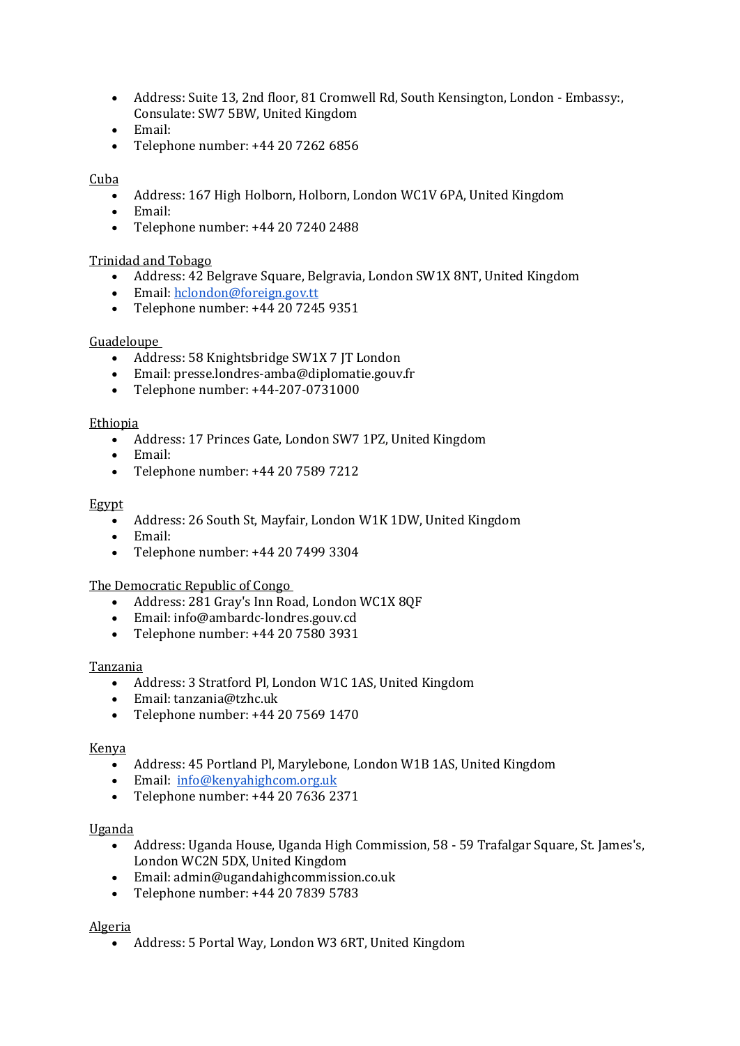- Address: Suite 13, 2nd floor, 81 Cromwell Rd, South Kensington, London - Embassy:, Consulate: SW7 5BW, United Kingdom
- Email:
- Telephone number: +44 20 7262 6856

Cuba

- Address: 167 High Holborn, Holborn, London WC1V 6PA, United Kingdom
- Email:
- Telephone number: +44 20 7240 2488

Trinidad and Tobago

- Address: 42 Belgrave Square, Belgravia, London SW1X 8NT, United Kingdom
- Email: hclondon@foreign.gov.tt
- Telephone number: +44 20 7245 9351

Guadeloupe

- Address: 58 Knightsbridge SW1X 7 JT London
- Email: presse.londres-amba@diplomatie.gouv.fr
- Telephone number: +44-207-0731000

Ethiopia

- Address: 17 Princes Gate, London SW7 1PZ, United Kingdom
- Email:
- Telephone number: +44 20 7589 7212

Egypt

- Address: 26 South St, Mayfair, London W1K 1DW, United Kingdom
- Email:
- Telephone number: +44 20 7499 3304

The Democratic Republic of Congo

- Address: 281 Gray's Inn Road, London WC1X 8QF
- Email: info@ambardc-londres.gouv.cd
- Telephone number: +44 20 7580 3931

Tanzania

- Address: 3 Stratford Pl, London W1C 1AS, United Kingdom
- Email: tanzania@tzhc.uk
- Telephone number: +44 20 7569 1470

Kenya

- Address: 45 Portland Pl, Marylebone, London W1B 1AS, United Kingdom
- Email: info@kenyahighcom.org.uk
- Telephone number: +44 20 7636 2371

Uganda

- Address: Uganda House, Uganda High Commission, 58 - 59 Trafalgar Square, St. James's, London WC2N 5DX, United Kingdom
- Email: admin@ugandahighcommission.co.uk
- Telephone number: +44 20 7839 5783

Algeria

- Address: 5 Portal Way, London W3 6RT, United Kingdom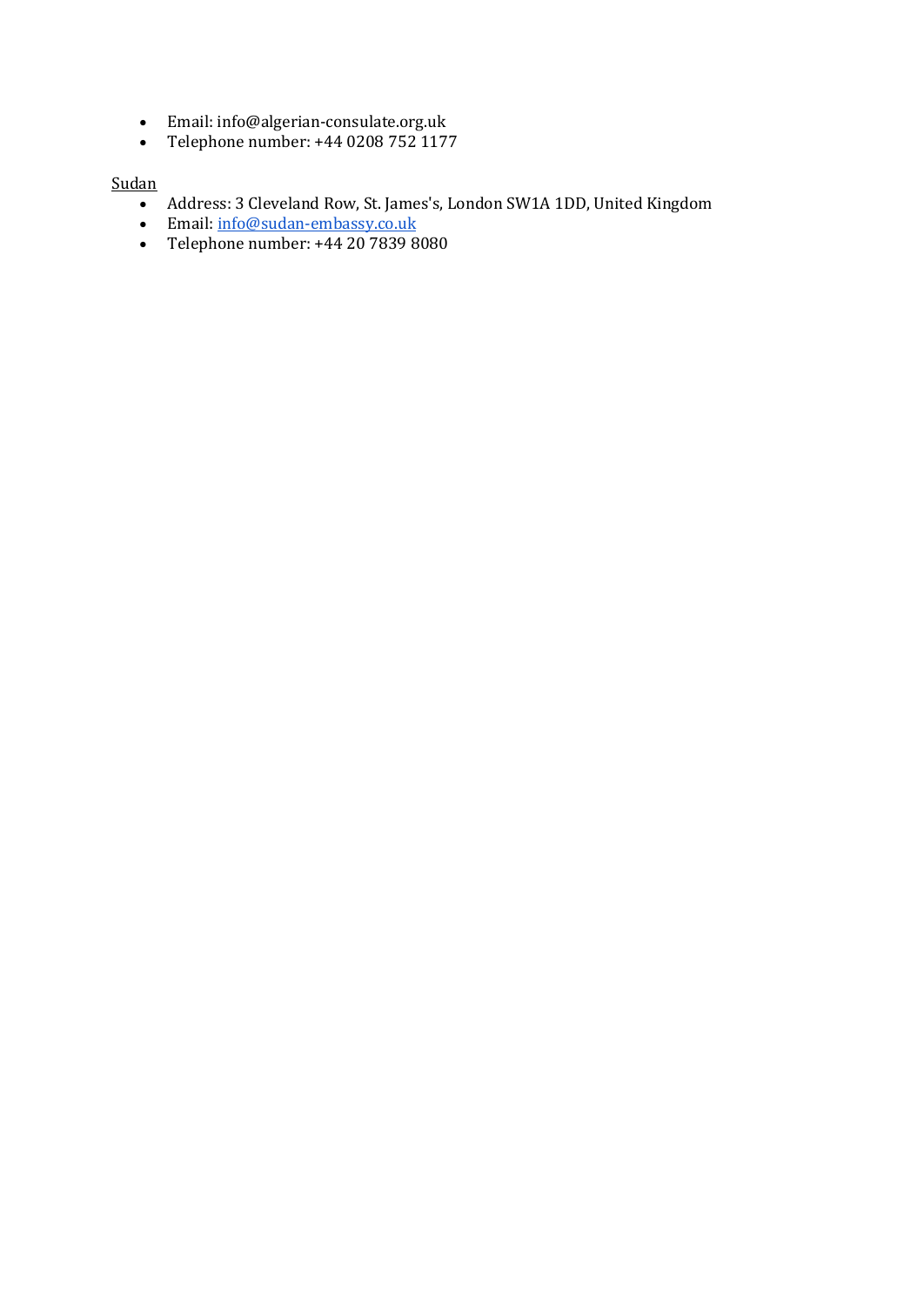- Email: info@algerian-consulate.org.uk
- Telephone number: +44 0208 752 1177

Sudan

- Address: 3 Cleveland Row, St. James's, London SW1A 1DD, United Kingdom
- Email: info@sudan-embassy.co.uk
- Telephone number: +44 20 7839 8080